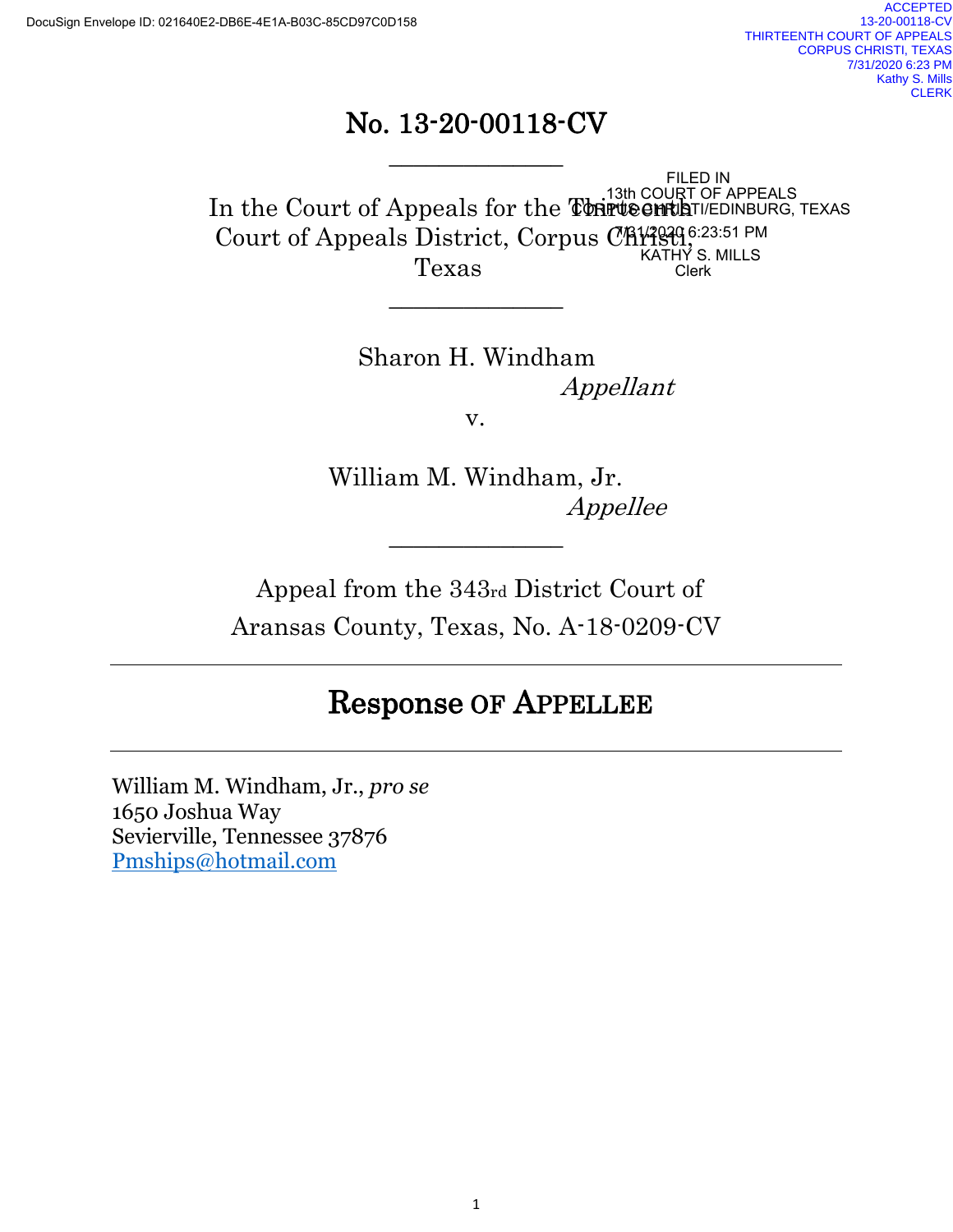DocuSign Envelope ID: 021640E2-DB6E-4E1A-B03C-85CD97C0D158

ACCEPTED
13-20-00118-CV
THIRTEENTH COURT OF APPEALS
CORPUS CHRISTI, TEXAS
7/31/2020 6:23 PM
Kathy S. Mills
CLERK

# No. 13-20-00118-CV

FILED IN
13th COURT OF APPEALS
CORPUS CHRISTI/EDINBURG, TEXAS
7/31/2020 6:23:51 PM
KATHY S. MILLS
Clerk

---

In the Court of Appeals for the Thirteenth Court of Appeals District, Corpus Christi, Texas

---

Sharon H. Windham
*Appellant*

v.

William M. Windham, Jr.
*Appellee*

---

Appeal from the 343rd District Court of Aransas County, Texas, No. A-18-0209-CV

---

## Response OF APPELLEE

---

William M. Windham, Jr., *pro se*
1650 Joshua Way
Sevierville, Tennessee 37876
Pmships@hotmail.com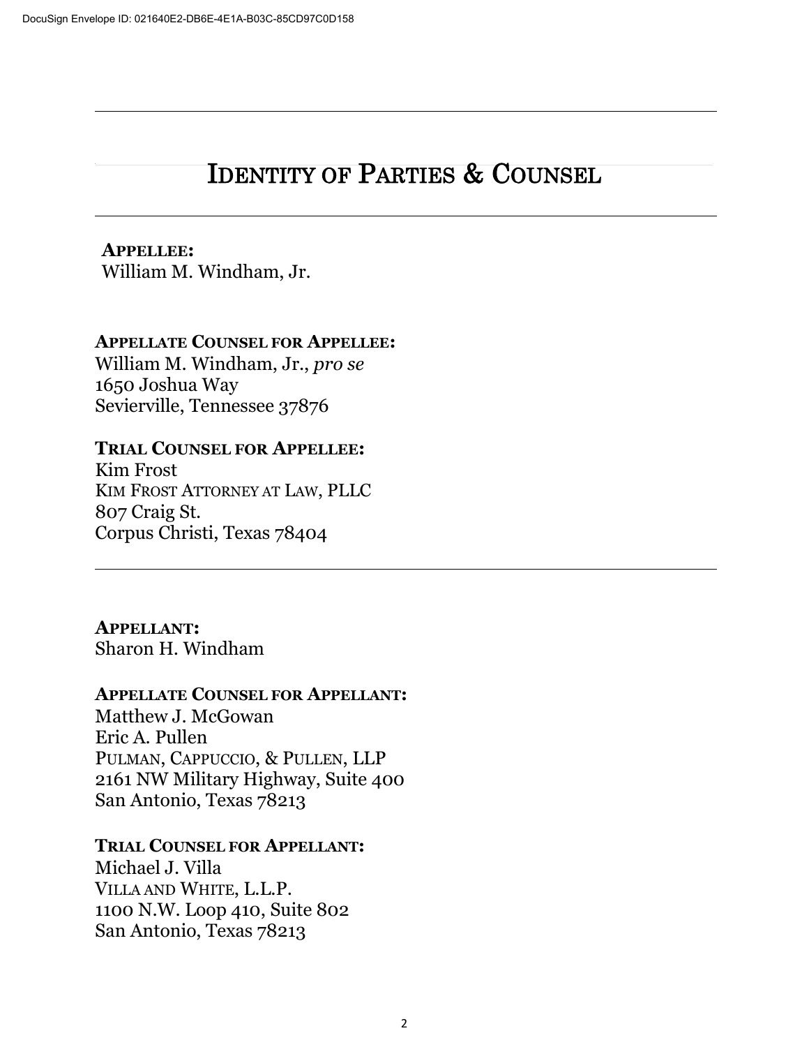# IDENTITY OF PARTIES & COUNSEL

---

**APPELLEE:**
William M. Windham, Jr.

**APPELLATE COUNSEL FOR APPELLEE:**
William M. Windham, Jr., *pro se*
1650 Joshua Way
Sevierville, Tennessee 37876

**TRIAL COUNSEL FOR APPELLEE:**
Kim Frost
KIM FROST ATTORNEY AT LAW, PLLC
807 Craig St.
Corpus Christi, Texas 78404

---

**APPELLANT:**
Sharon H. Windham

**APPELLATE COUNSEL FOR APPELLANT:**
Matthew J. McGowan
Eric A. Pullen
PULMAN, CAPPUCCIO, & PULLEN, LLP
2161 NW Military Highway, Suite 400
San Antonio, Texas 78213

**TRIAL COUNSEL FOR APPELLANT:**
Michael J. Villa
VILLA AND WHITE, L.L.P.
1100 N.W. Loop 410, Suite 802
San Antonio, Texas 78213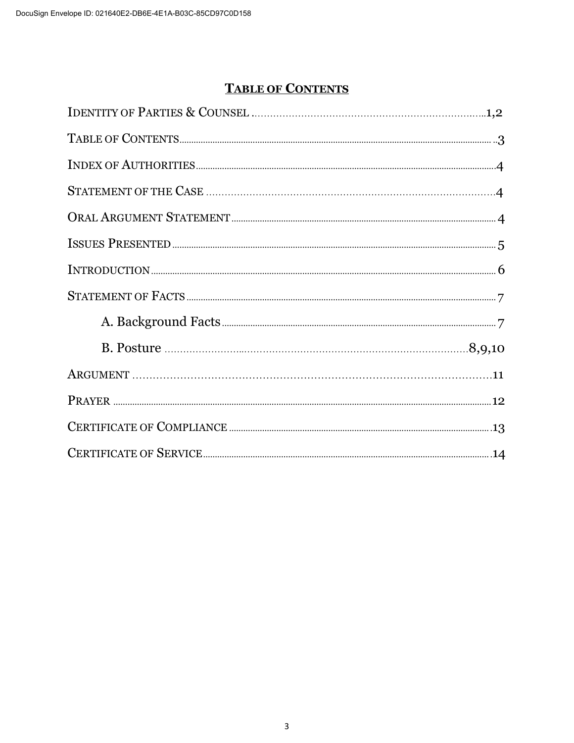## TABLE OF CONTENTS

IDENTITY OF PARTIES & COUNSEL ........................................................................1,2

TABLE OF CONTENTS..........................................................................................3

INDEX OF AUTHORITIES......................................................................................4

STATEMENT OF THE CASE ..................................................................................4

ORAL ARGUMENT STATEMENT ..........................................................................4

ISSUES PRESENTED ............................................................................................5

INTRODUCTION...................................................................................................6

STATEMENT OF FACTS ........................................................................................7

- A. Background Facts.........................................................................................7
- B. Posture ...................................................................................................8,9,10

ARGUMENT ........................................................................................................11

PRAYER ..............................................................................................................12

CERTIFICATE OF COMPLIANCE .........................................................................13

CERTIFICATE OF SERVICE..................................................................................14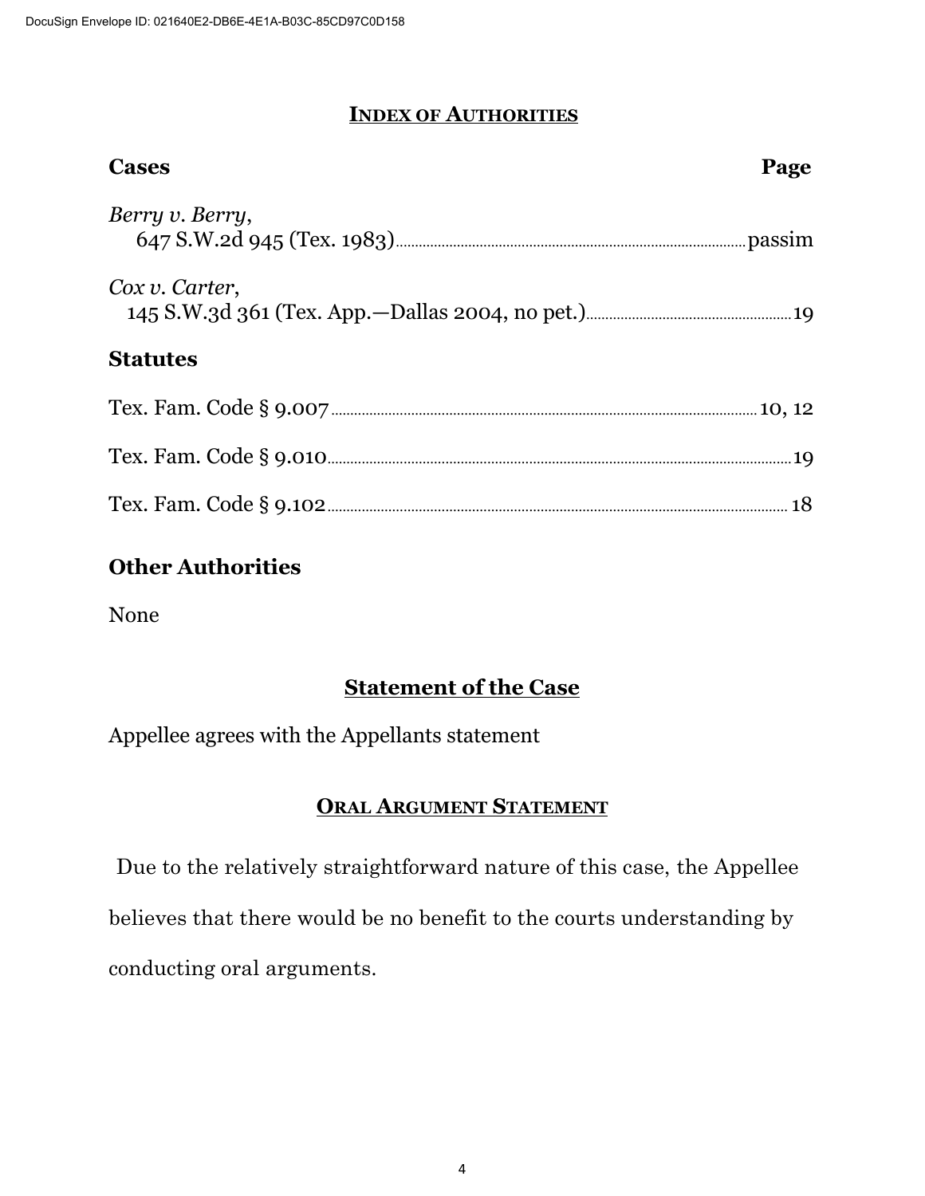## INDEX OF AUTHORITIES

| Cases | Page |
|---|---|
| *Berry v. Berry*, 647 S.W.2d 945 (Tex. 1983) | passim |
| *Cox v. Carter*, 145 S.W.3d 361 (Tex. App.—Dallas 2004, no pet.) | 19 |

### Statutes

| | |
|---|---|
| Tex. Fam. Code § 9.007 | 10, 12 |
| Tex. Fam. Code § 9.010 | 19 |
| Tex. Fam. Code § 9.102 | 18 |

### Other Authorities

None

## Statement of the Case

Appellee agrees with the Appellants statement

## ORAL ARGUMENT STATEMENT

Due to the relatively straightforward nature of this case, the Appellee believes that there would be no benefit to the courts understanding by conducting oral arguments.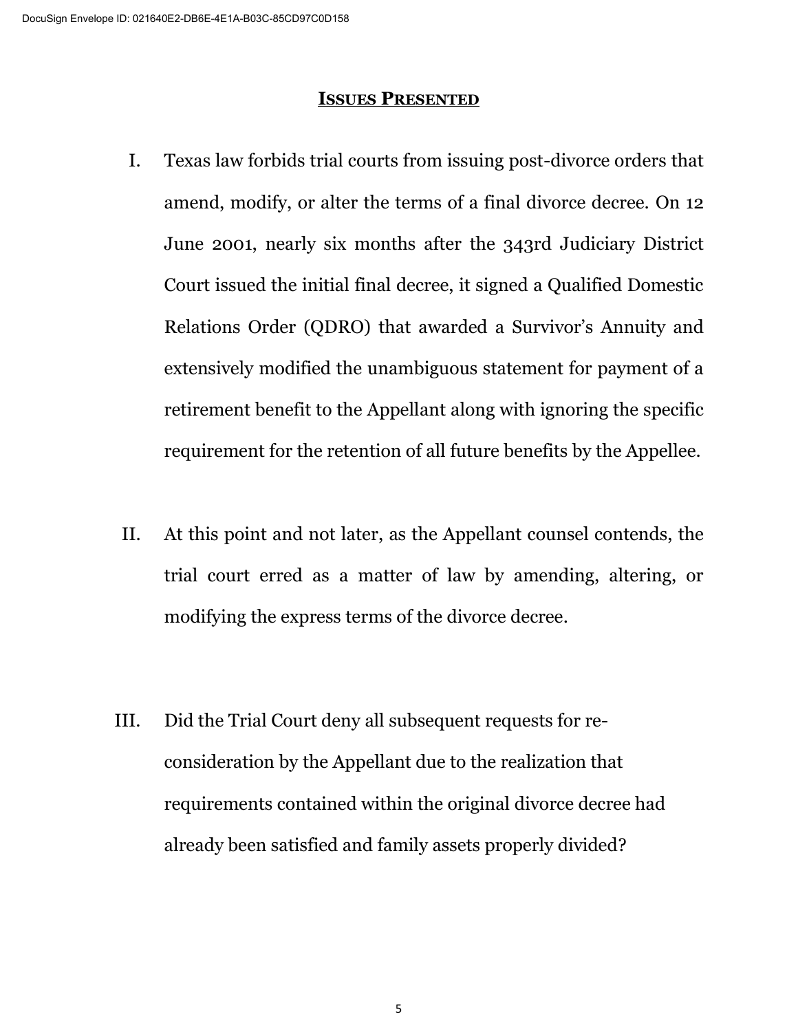## **ISSUES PRESENTED**

I. Texas law forbids trial courts from issuing post-divorce orders that amend, modify, or alter the terms of a final divorce decree. On 12 June 2001, nearly six months after the 343rd Judiciary District Court issued the initial final decree, it signed a Qualified Domestic Relations Order (QDRO) that awarded a Survivor's Annuity and extensively modified the unambiguous statement for payment of a retirement benefit to the Appellant along with ignoring the specific requirement for the retention of all future benefits by the Appellee.

II. At this point and not later, as the Appellant counsel contends, the trial court erred as a matter of law by amending, altering, or modifying the express terms of the divorce decree.

III. Did the Trial Court deny all subsequent requests for re-consideration by the Appellant due to the realization that requirements contained within the original divorce decree had already been satisfied and family assets properly divided?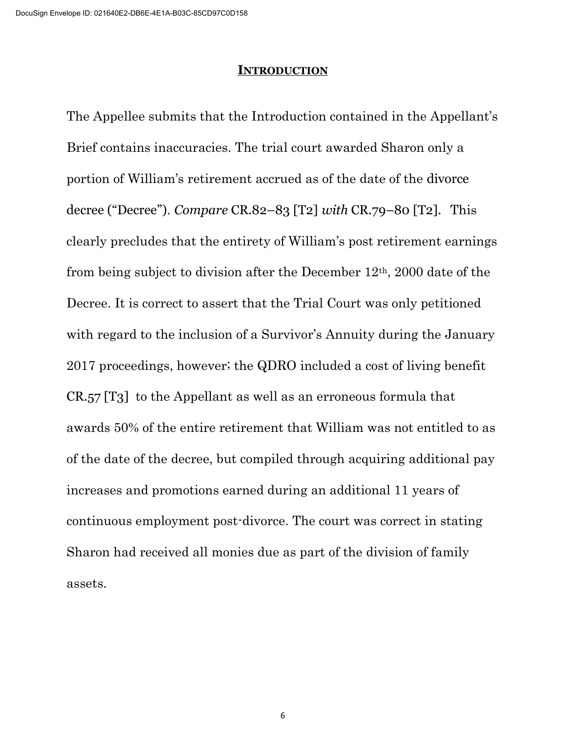## INTRODUCTION

The Appellee submits that the Introduction contained in the Appellant's Brief contains inaccuracies. The trial court awarded Sharon only a portion of William's retirement accrued as of the date of the divorce decree ("Decree"). *Compare* CR.82–83 [T2] *with* CR.79–80 [T2]. This clearly precludes that the entirety of William's post retirement earnings from being subject to division after the December 12th, 2000 date of the Decree. It is correct to assert that the Trial Court was only petitioned with regard to the inclusion of a Survivor's Annuity during the January 2017 proceedings, however; the QDRO included a cost of living benefit CR.57 [T3] to the Appellant as well as an erroneous formula that awards 50% of the entire retirement that William was not entitled to as of the date of the decree, but compiled through acquiring additional pay increases and promotions earned during an additional 11 years of continuous employment post-divorce. The court was correct in stating Sharon had received all monies due as part of the division of family assets.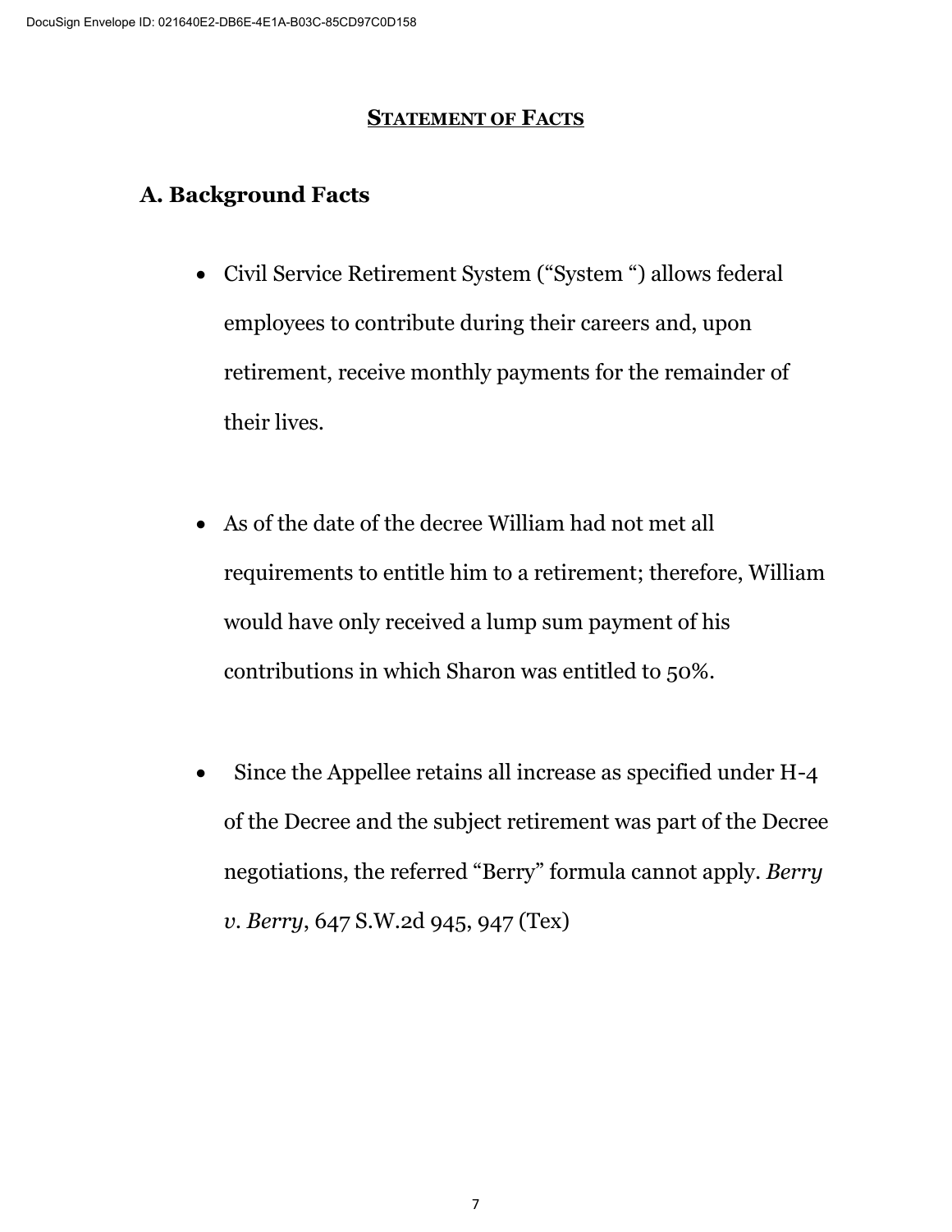## STATEMENT OF FACTS

### A. Background Facts

- Civil Service Retirement System ("System ") allows federal employees to contribute during their careers and, upon retirement, receive monthly payments for the remainder of their lives.

- As of the date of the decree William had not met all requirements to entitle him to a retirement; therefore, William would have only received a lump sum payment of his contributions in which Sharon was entitled to 50%.

- Since the Appellee retains all increase as specified under H-4 of the Decree and the subject retirement was part of the Decree negotiations, the referred "Berry" formula cannot apply. *Berry v. Berry*, 647 S.W.2d 945, 947 (Tex)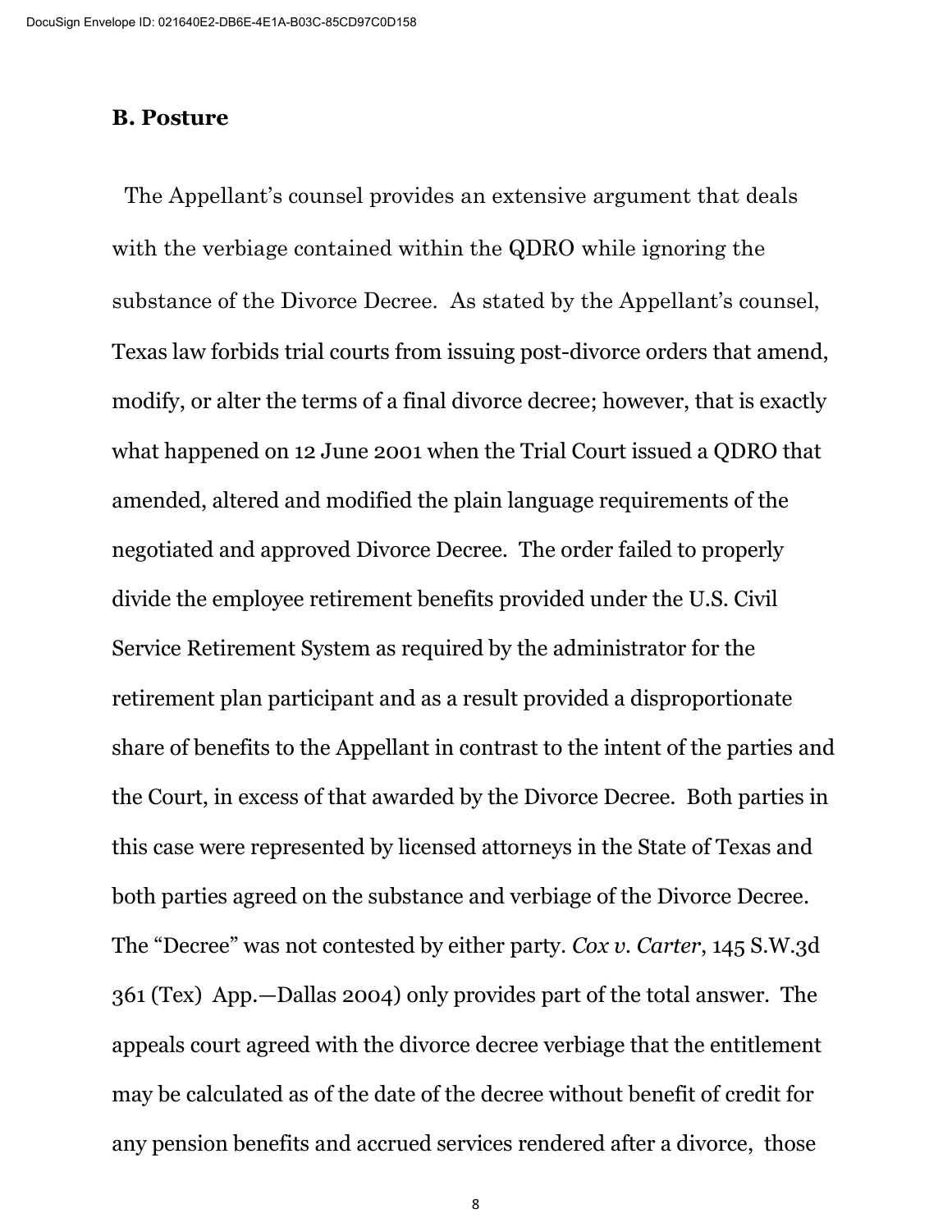## B. Posture

The Appellant's counsel provides an extensive argument that deals with the verbiage contained within the QDRO while ignoring the substance of the Divorce Decree. As stated by the Appellant's counsel, Texas law forbids trial courts from issuing post-divorce orders that amend, modify, or alter the terms of a final divorce decree; however, that is exactly what happened on 12 June 2001 when the Trial Court issued a QDRO that amended, altered and modified the plain language requirements of the negotiated and approved Divorce Decree. The order failed to properly divide the employee retirement benefits provided under the U.S. Civil Service Retirement System as required by the administrator for the retirement plan participant and as a result provided a disproportionate share of benefits to the Appellant in contrast to the intent of the parties and the Court, in excess of that awarded by the Divorce Decree. Both parties in this case were represented by licensed attorneys in the State of Texas and both parties agreed on the substance and verbiage of the Divorce Decree. The "Decree" was not contested by either party. *Cox v. Carter*, 145 S.W.3d 361 (Tex) App.—Dallas 2004) only provides part of the total answer. The appeals court agreed with the divorce decree verbiage that the entitlement may be calculated as of the date of the decree without benefit of credit for any pension benefits and accrued services rendered after a divorce, those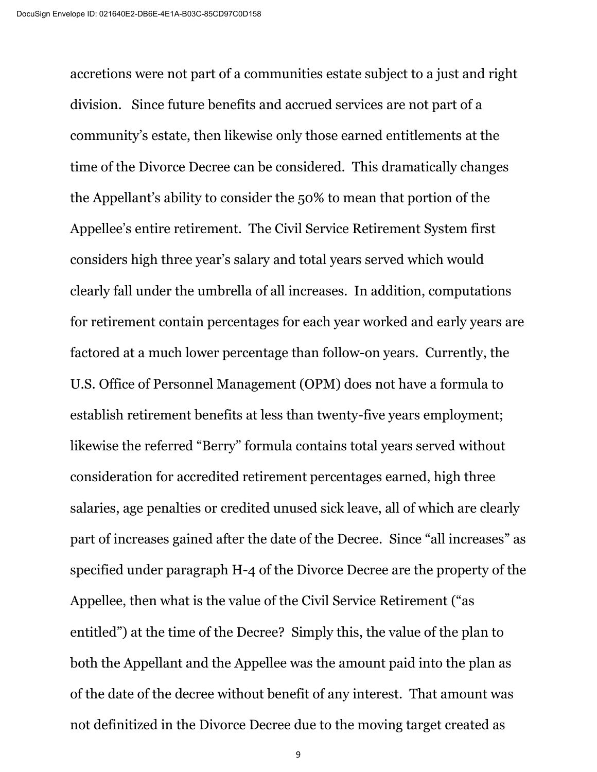accretions were not part of a communities estate subject to a just and right division. Since future benefits and accrued services are not part of a community's estate, then likewise only those earned entitlements at the time of the Divorce Decree can be considered. This dramatically changes the Appellant's ability to consider the 50% to mean that portion of the Appellee's entire retirement. The Civil Service Retirement System first considers high three year's salary and total years served which would clearly fall under the umbrella of all increases. In addition, computations for retirement contain percentages for each year worked and early years are factored at a much lower percentage than follow-on years. Currently, the U.S. Office of Personnel Management (OPM) does not have a formula to establish retirement benefits at less than twenty-five years employment; likewise the referred "Berry" formula contains total years served without consideration for accredited retirement percentages earned, high three salaries, age penalties or credited unused sick leave, all of which are clearly part of increases gained after the date of the Decree. Since "all increases" as specified under paragraph H-4 of the Divorce Decree are the property of the Appellee, then what is the value of the Civil Service Retirement ("as entitled") at the time of the Decree? Simply this, the value of the plan to both the Appellant and the Appellee was the amount paid into the plan as of the date of the decree without benefit of any interest. That amount was not definitized in the Divorce Decree due to the moving target created as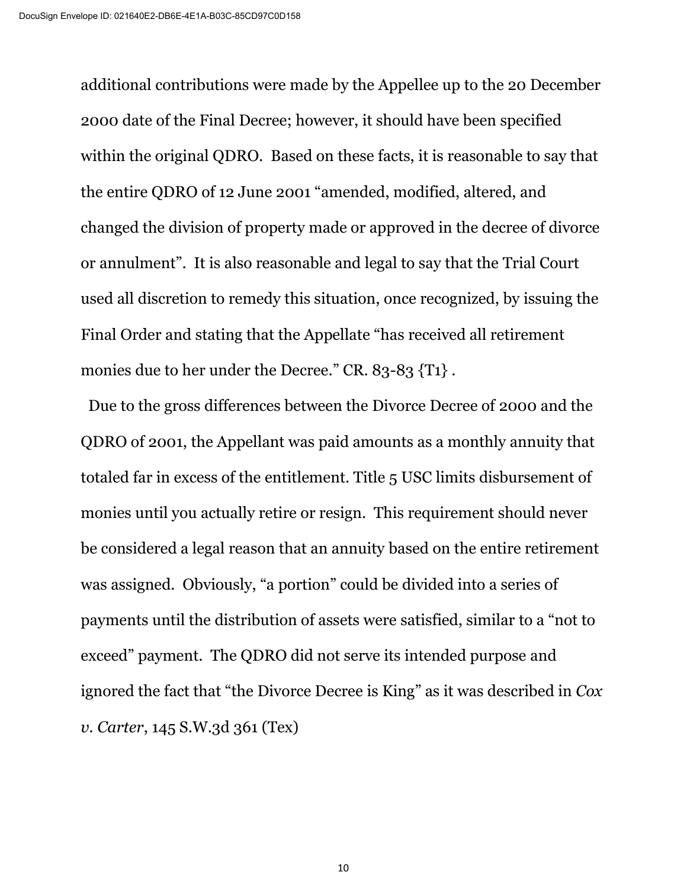additional contributions were made by the Appellee up to the 20 December 2000 date of the Final Decree; however, it should have been specified within the original QDRO. Based on these facts, it is reasonable to say that the entire QDRO of 12 June 2001 "amended, modified, altered, and changed the division of property made or approved in the decree of divorce or annulment". It is also reasonable and legal to say that the Trial Court used all discretion to remedy this situation, once recognized, by issuing the Final Order and stating that the Appellate "has received all retirement monies due to her under the Decree." CR. 83-83 {T1} .

Due to the gross differences between the Divorce Decree of 2000 and the QDRO of 2001, the Appellant was paid amounts as a monthly annuity that totaled far in excess of the entitlement. Title 5 USC limits disbursement of monies until you actually retire or resign. This requirement should never be considered a legal reason that an annuity based on the entire retirement was assigned. Obviously, "a portion" could be divided into a series of payments until the distribution of assets were satisfied, similar to a "not to exceed" payment. The QDRO did not serve its intended purpose and ignored the fact that "the Divorce Decree is King" as it was described in *Cox v. Carter*, 145 S.W.3d 361 (Tex)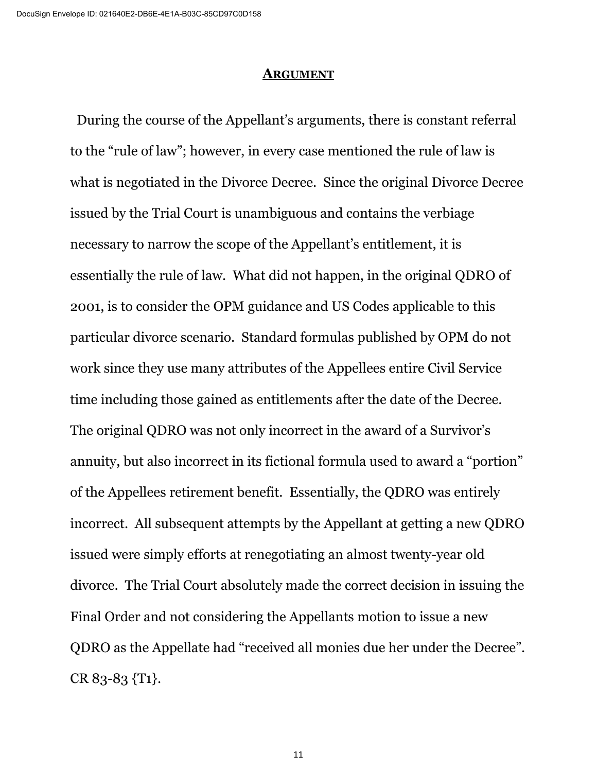## ARGUMENT

During the course of the Appellant's arguments, there is constant referral to the "rule of law"; however, in every case mentioned the rule of law is what is negotiated in the Divorce Decree. Since the original Divorce Decree issued by the Trial Court is unambiguous and contains the verbiage necessary to narrow the scope of the Appellant's entitlement, it is essentially the rule of law. What did not happen, in the original QDRO of 2001, is to consider the OPM guidance and US Codes applicable to this particular divorce scenario. Standard formulas published by OPM do not work since they use many attributes of the Appellees entire Civil Service time including those gained as entitlements after the date of the Decree. The original QDRO was not only incorrect in the award of a Survivor's annuity, but also incorrect in its fictional formula used to award a "portion" of the Appellees retirement benefit. Essentially, the QDRO was entirely incorrect. All subsequent attempts by the Appellant at getting a new QDRO issued were simply efforts at renegotiating an almost twenty-year old divorce. The Trial Court absolutely made the correct decision in issuing the Final Order and not considering the Appellants motion to issue a new QDRO as the Appellate had "received all monies due her under the Decree". CR 83-83 {T1}.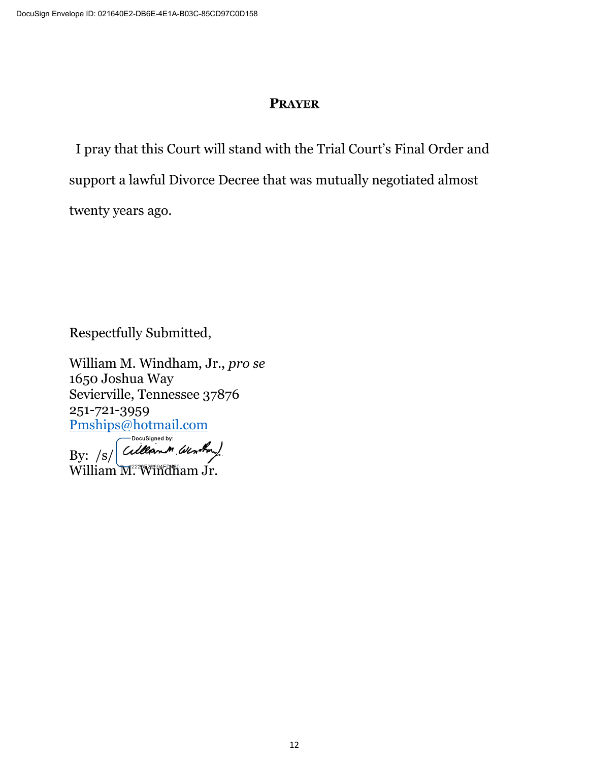## PRAYER

I pray that this Court will stand with the Trial Court's Final Order and support a lawful Divorce Decree that was mutually negotiated almost twenty years ago.

Respectfully Submitted,

William M. Windham, Jr., *pro se*  
1650 Joshua Way  
Sevierville, Tennessee 37876  
251-721-3959  
Pmships@hotmail.com

By: /s/ William M. Windham  
William M. Windham Jr.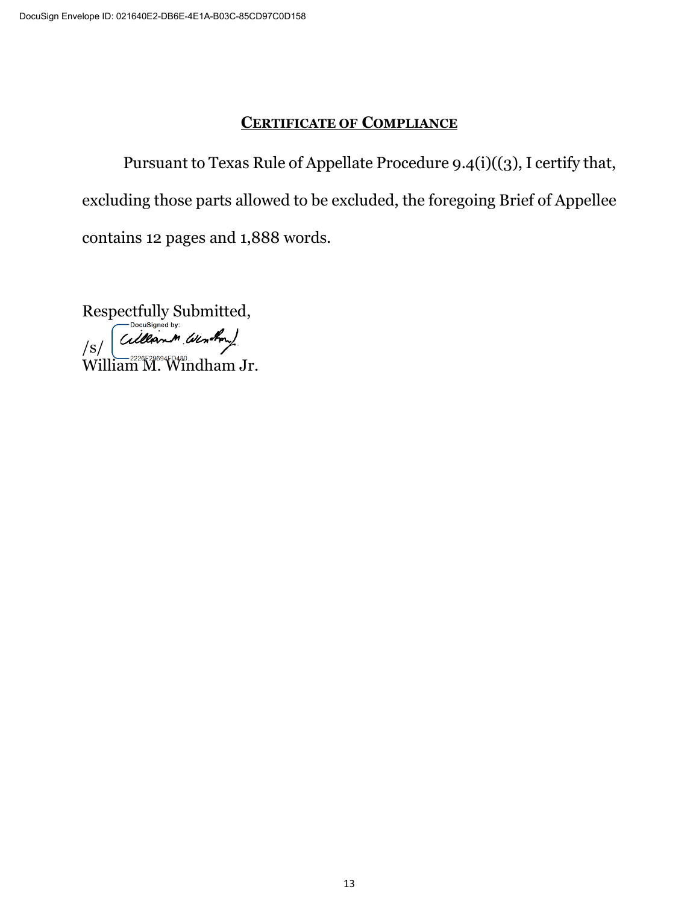## CERTIFICATE OF COMPLIANCE

Pursuant to Texas Rule of Appellate Procedure 9.4(i)((3), I certify that, excluding those parts allowed to be excluded, the foregoing Brief of Appellee contains 12 pages and 1,888 words.

Respectfully Submitted,

/s/

William M. Windham Jr.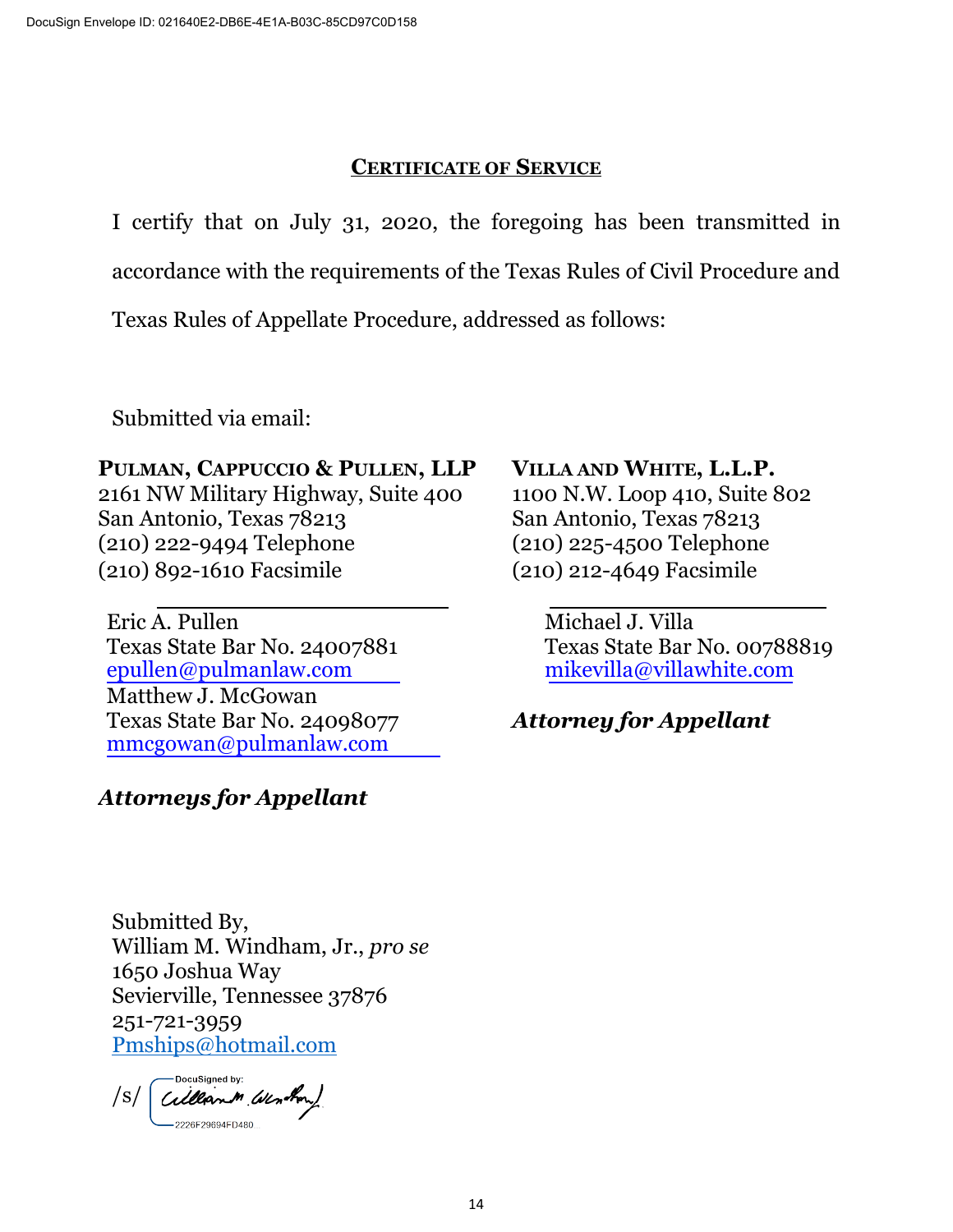DocuSign Envelope ID: 021640E2-DB6E-4E1A-B03C-85CD97C0D158

## CERTIFICATE OF SERVICE

I certify that on July 31, 2020, the foregoing has been transmitted in accordance with the requirements of the Texas Rules of Civil Procedure and Texas Rules of Appellate Procedure, addressed as follows:

Submitted via email:

**PULMAN, CAPPUCCIO & PULLEN, LLP**
2161 NW Military Highway, Suite 400
San Antonio, Texas 78213
(210) 222-9494 Telephone
(210) 892-1610 Facsimile

Eric A. Pullen
Texas State Bar No. 24007881
epullen@pulmanlaw.com
Matthew J. McGowan
Texas State Bar No. 24098077
mmcgowan@pulmanlaw.com

***Attorneys for Appellant***

**VILLA AND WHITE, L.L.P.**
1100 N.W. Loop 410, Suite 802
San Antonio, Texas 78213
(210) 225-4500 Telephone
(210) 212-4649 Facsimile

Michael J. Villa
Texas State Bar No. 00788819
mikevilla@villawhite.com

***Attorney for Appellant***

Submitted By,
William M. Windham, Jr., *pro se*
1650 Joshua Way
Sevierville, Tennessee 37876
251-721-3959
Pmships@hotmail.com

/s/ DocuSigned by: William M. Windham
2226F29694FD480...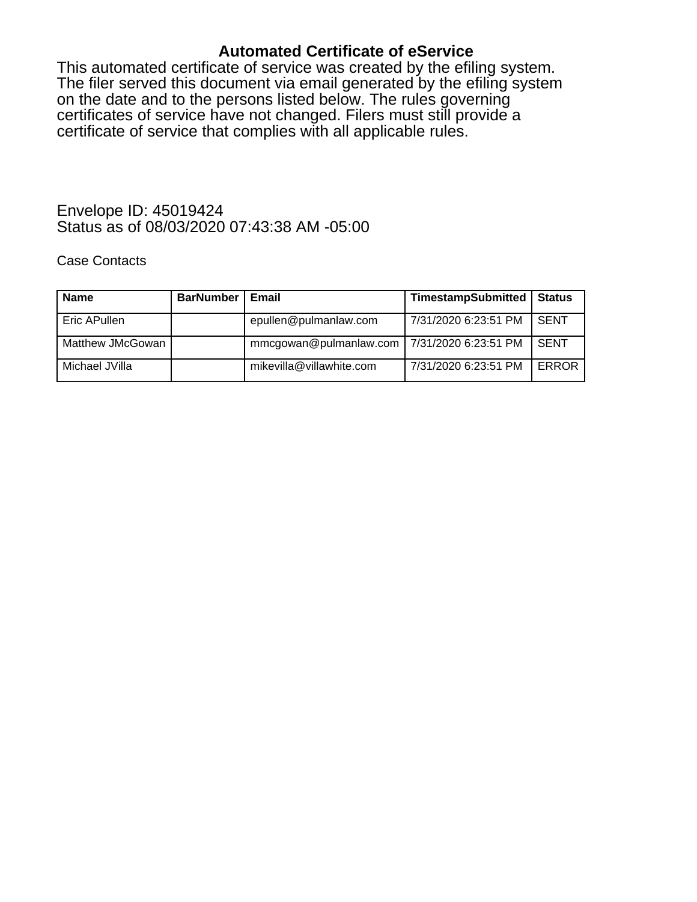# Automated Certificate of eService

This automated certificate of service was created by the efiling system. The filer served this document via email generated by the efiling system on the date and to the persons listed below. The rules governing certificates of service have not changed. Filers must still provide a certificate of service that complies with all applicable rules.

Envelope ID: 45019424
Status as of 08/03/2020 07:43:38 AM -05:00

Case Contacts

| Name | BarNumber | Email | TimestampSubmitted | Status |
|---|---|---|---|---|
| Eric APullen | | epullen@pulmanlaw.com | 7/31/2020 6:23:51 PM | SENT |
| Matthew JMcGowan | | mmcgowan@pulmanlaw.com | 7/31/2020 6:23:51 PM | SENT |
| Michael JVilla | | mikevilla@villawhite.com | 7/31/2020 6:23:51 PM | ERROR |